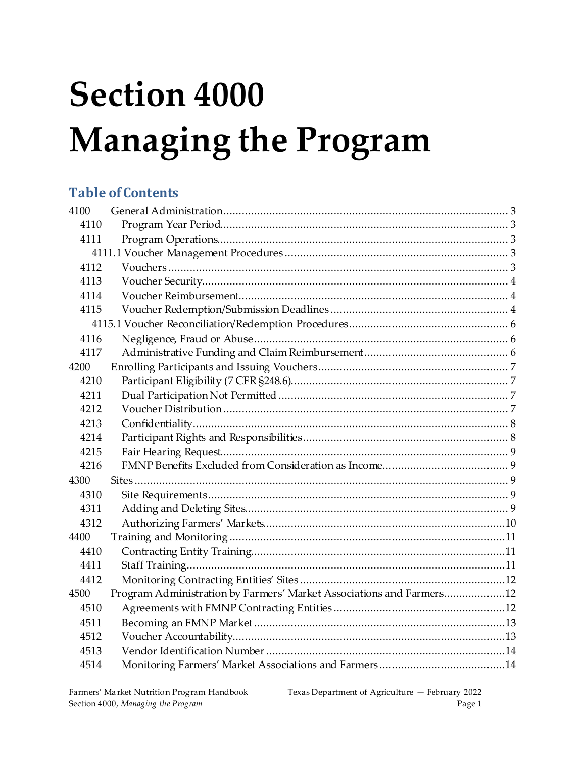# Section 4000 Managing the Program

## Table of Contents

| | | |
|---|---|---|
| 4100 | General Administration | 3 |
| 4110 | Program Year Period | 3 |
| 4111 | Program Operations | 3 |
| 4111.1 | Voucher Management Procedures | 3 |
| 4112 | Vouchers | 3 |
| 4113 | Voucher Security | 4 |
| 4114 | Voucher Reimbursement | 4 |
| 4115 | Voucher Redemption/Submission Deadlines | 4 |
| 4115.1 | Voucher Reconciliation/Redemption Procedures | 6 |
| 4116 | Negligence, Fraud or Abuse | 6 |
| 4117 | Administrative Funding and Claim Reimbursement | 6 |
| 4200 | Enrolling Participants and Issuing Vouchers | 7 |
| 4210 | Participant Eligibility (7 CFR §248.6) | 7 |
| 4211 | Dual Participation Not Permitted | 7 |
| 4212 | Voucher Distribution | 7 |
| 4213 | Confidentiality | 8 |
| 4214 | Participant Rights and Responsibilities | 8 |
| 4215 | Fair Hearing Request | 9 |
| 4216 | FMNP Benefits Excluded from Consideration as Income | 9 |
| 4300 | Sites | 9 |
| 4310 | Site Requirements | 9 |
| 4311 | Adding and Deleting Sites | 9 |
| 4312 | Authorizing Farmers' Markets | 10 |
| 4400 | Training and Monitoring | 11 |
| 4410 | Contracting Entity Training | 11 |
| 4411 | Staff Training | 11 |
| 4412 | Monitoring Contracting Entities' Sites | 12 |
| 4500 | Program Administration by Farmers' Market Associations and Farmers | 12 |
| 4510 | Agreements with FMNP Contracting Entities | 12 |
| 4511 | Becoming an FMNP Market | 13 |
| 4512 | Voucher Accountability | 13 |
| 4513 | Vendor Identification Number | 14 |
| 4514 | Monitoring Farmers' Market Associations and Farmers | 14 |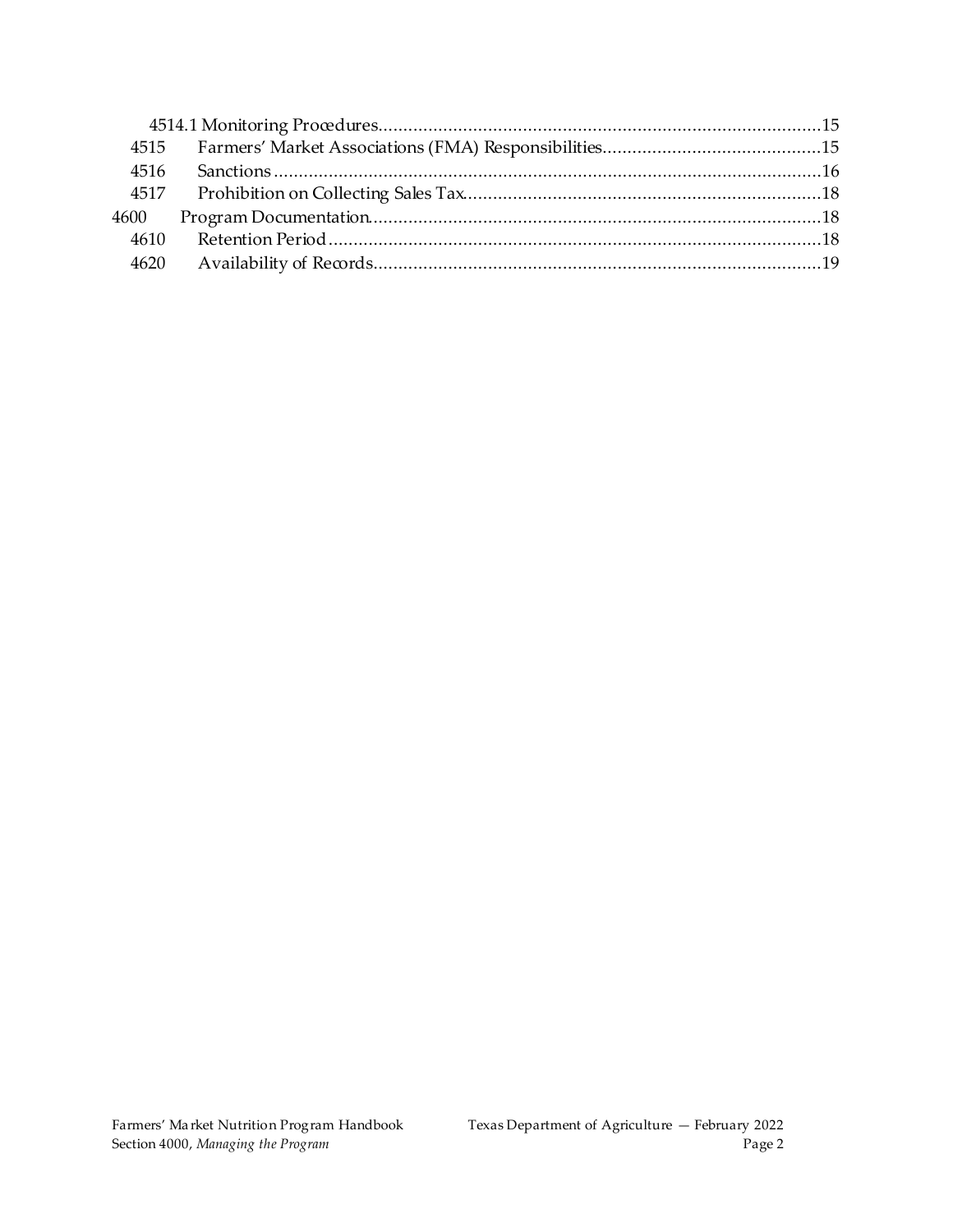4514.1 Monitoring Procedures........................................................................................15
4515 Farmers' Market Associations (FMA) Responsibilities............................................15
4516 Sanctions.............................................................................................................16
4517 Prohibition on Collecting Sales Tax.......................................................................18
4600 Program Documentation.........................................................................................18
4610 Retention Period..................................................................................................18
4620 Availability of Records.........................................................................................19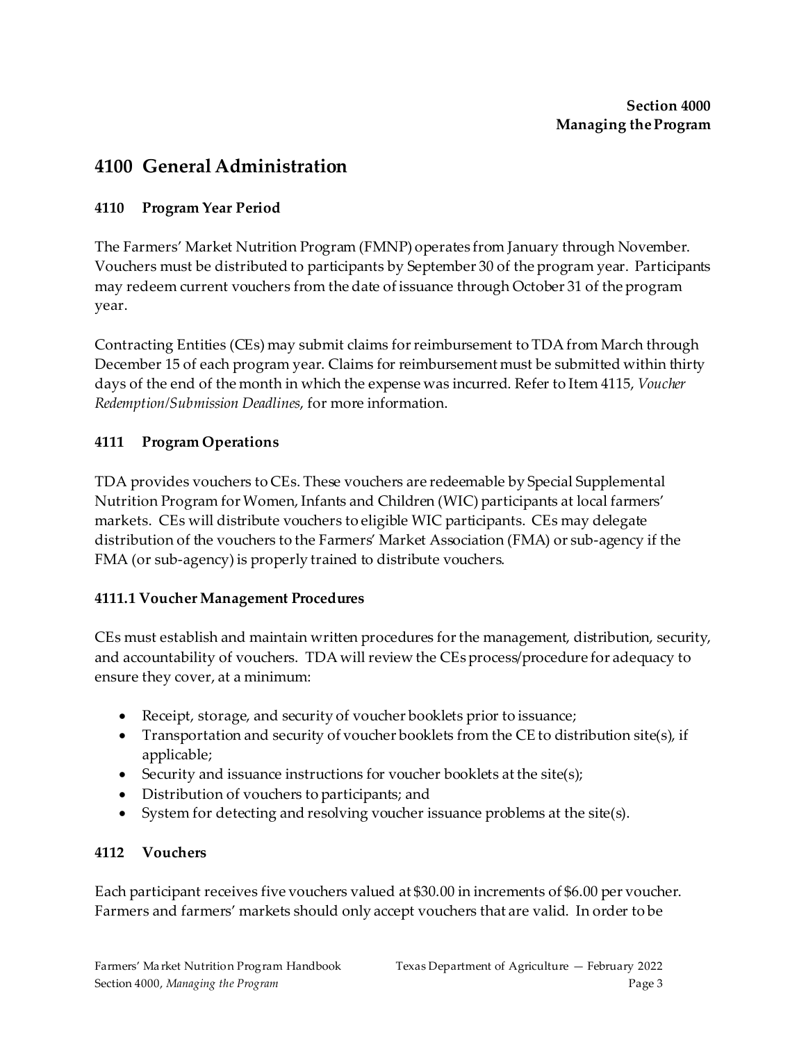**Section 4000**
**Managing the Program**

# 4100 General Administration

## 4110 Program Year Period

The Farmers' Market Nutrition Program (FMNP) operates from January through November. Vouchers must be distributed to participants by September 30 of the program year. Participants may redeem current vouchers from the date of issuance through October 31 of the program year.

Contracting Entities (CEs) may submit claims for reimbursement to TDA from March through December 15 of each program year. Claims for reimbursement must be submitted within thirty days of the end of the month in which the expense was incurred. Refer to Item 4115, *Voucher Redemption/Submission Deadlines*, for more information.

## 4111 Program Operations

TDA provides vouchers to CEs. These vouchers are redeemable by Special Supplemental Nutrition Program for Women, Infants and Children (WIC) participants at local farmers' markets. CEs will distribute vouchers to eligible WIC participants. CEs may delegate distribution of the vouchers to the Farmers' Market Association (FMA) or sub-agency if the FMA (or sub-agency) is properly trained to distribute vouchers.

### 4111.1 Voucher Management Procedures

CEs must establish and maintain written procedures for the management, distribution, security, and accountability of vouchers. TDA will review the CEs process/procedure for adequacy to ensure they cover, at a minimum:

- Receipt, storage, and security of voucher booklets prior to issuance;
- Transportation and security of voucher booklets from the CE to distribution site(s), if applicable;
- Security and issuance instructions for voucher booklets at the site(s);
- Distribution of vouchers to participants; and
- System for detecting and resolving voucher issuance problems at the site(s).

## 4112 Vouchers

Each participant receives five vouchers valued at $30.00 in increments of $6.00 per voucher. Farmers and farmers' markets should only accept vouchers that are valid. In order to be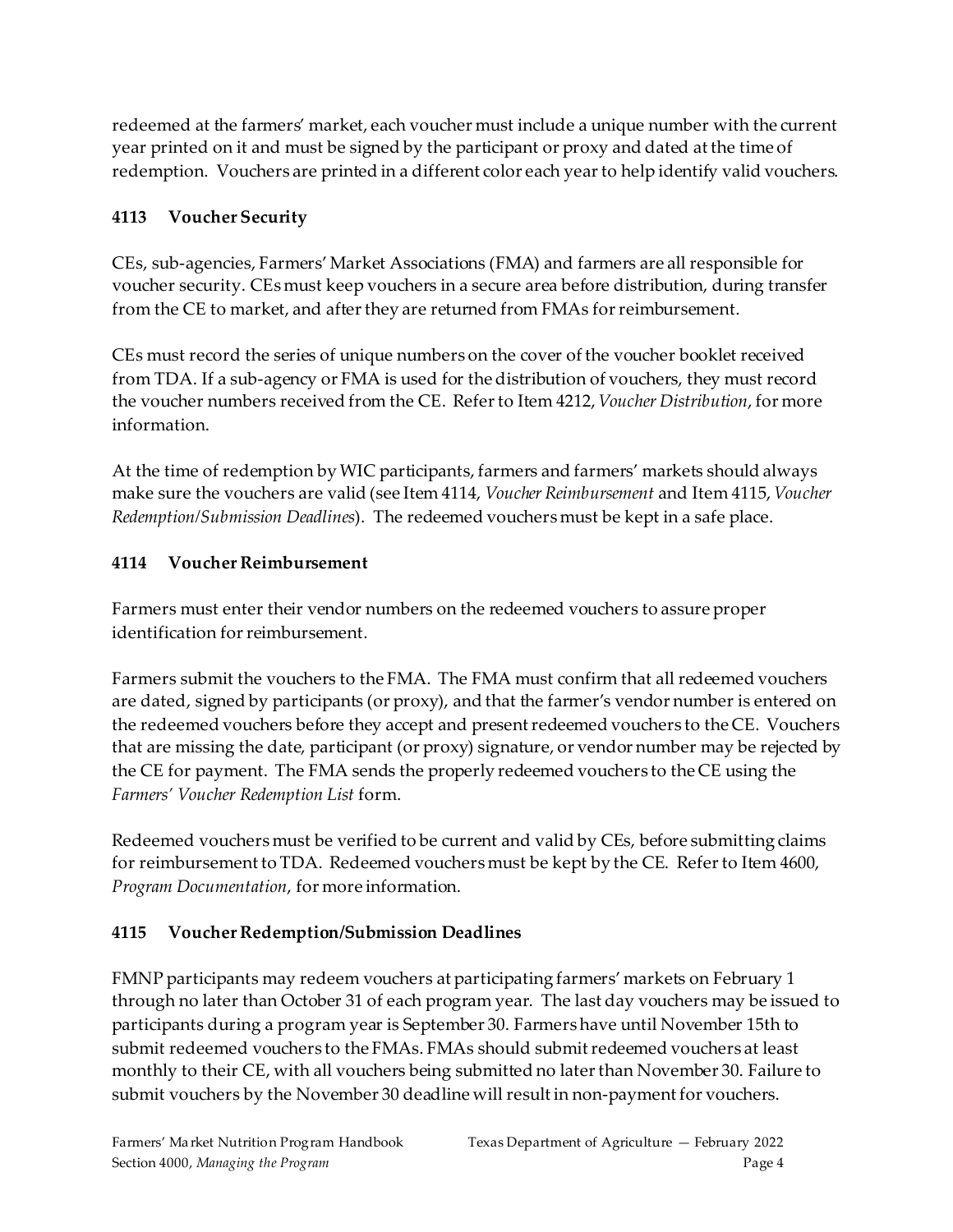redeemed at the farmers' market, each voucher must include a unique number with the current year printed on it and must be signed by the participant or proxy and dated at the time of redemption. Vouchers are printed in a different color each year to help identify valid vouchers.

### 4113 Voucher Security

CEs, sub-agencies, Farmers' Market Associations (FMA) and farmers are all responsible for voucher security. CEs must keep vouchers in a secure area before distribution, during transfer from the CE to market, and after they are returned from FMAs for reimbursement.

CEs must record the series of unique numbers on the cover of the voucher booklet received from TDA. If a sub-agency or FMA is used for the distribution of vouchers, they must record the voucher numbers received from the CE. Refer to Item 4212, *Voucher Distribution*, for more information.

At the time of redemption by WIC participants, farmers and farmers' markets should always make sure the vouchers are valid (see Item 4114, *Voucher Reimbursement* and Item 4115, *Voucher Redemption/Submission Deadlines*). The redeemed vouchers must be kept in a safe place.

### 4114 Voucher Reimbursement

Farmers must enter their vendor numbers on the redeemed vouchers to assure proper identification for reimbursement.

Farmers submit the vouchers to the FMA. The FMA must confirm that all redeemed vouchers are dated, signed by participants (or proxy), and that the farmer's vendor number is entered on the redeemed vouchers before they accept and present redeemed vouchers to the CE. Vouchers that are missing the date, participant (or proxy) signature, or vendor number may be rejected by the CE for payment. The FMA sends the properly redeemed vouchers to the CE using the *Farmers' Voucher Redemption List* form.

Redeemed vouchers must be verified to be current and valid by CEs, before submitting claims for reimbursement to TDA. Redeemed vouchers must be kept by the CE. Refer to Item 4600, *Program Documentation*, for more information.

### 4115 Voucher Redemption/Submission Deadlines

FMNP participants may redeem vouchers at participating farmers' markets on February 1 through no later than October 31 of each program year. The last day vouchers may be issued to participants during a program year is September 30. Farmers have until November 15th to submit redeemed vouchers to the FMAs. FMAs should submit redeemed vouchers at least monthly to their CE, with all vouchers being submitted no later than November 30. Failure to submit vouchers by the November 30 deadline will result in non-payment for vouchers.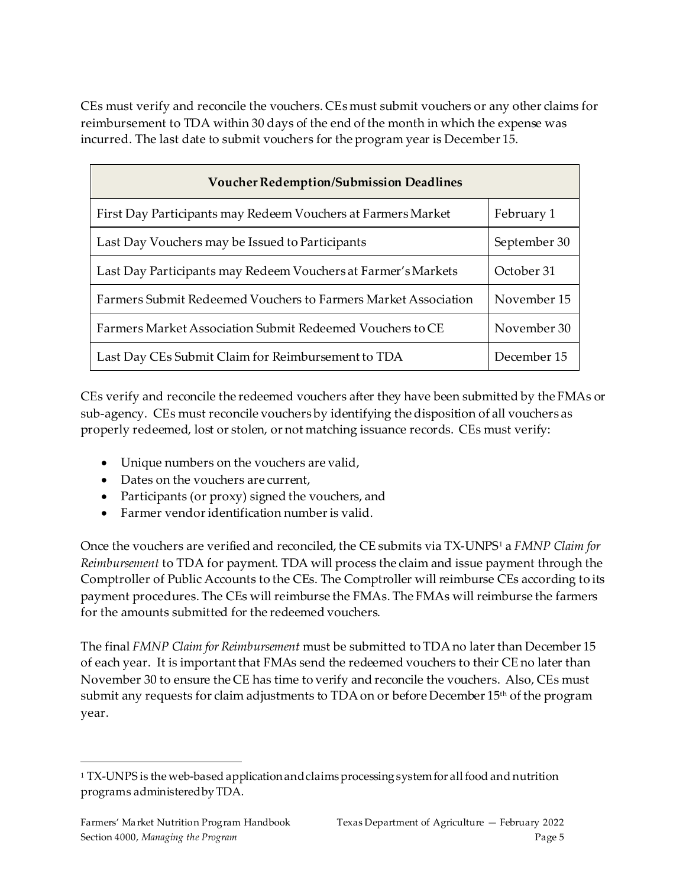CEs must verify and reconcile the vouchers. CEs must submit vouchers or any other claims for reimbursement to TDA within 30 days of the end of the month in which the expense was incurred. The last date to submit vouchers for the program year is December 15.

| Voucher Redemption/Submission Deadlines | |
|---|---|
| First Day Participants may Redeem Vouchers at Farmers Market | February 1 |
| Last Day Vouchers may be Issued to Participants | September 30 |
| Last Day Participants may Redeem Vouchers at Farmer's Markets | October 31 |
| Farmers Submit Redeemed Vouchers to Farmers Market Association | November 15 |
| Farmers Market Association Submit Redeemed Vouchers to CE | November 30 |
| Last Day CEs Submit Claim for Reimbursement to TDA | December 15 |

CEs verify and reconcile the redeemed vouchers after they have been submitted by the FMAs or sub-agency. CEs must reconcile vouchers by identifying the disposition of all vouchers as properly redeemed, lost or stolen, or not matching issuance records. CEs must verify:

- Unique numbers on the vouchers are valid,
- Dates on the vouchers are current,
- Participants (or proxy) signed the vouchers, and
- Farmer vendor identification number is valid.

Once the vouchers are verified and reconciled, the CE submits via TX-UNPS[1] a *FMNP Claim for Reimbursement* to TDA for payment. TDA will process the claim and issue payment through the Comptroller of Public Accounts to the CEs. The Comptroller will reimburse CEs according to its payment procedures. The CEs will reimburse the FMAs. The FMAs will reimburse the farmers for the amounts submitted for the redeemed vouchers.

The final *FMNP Claim for Reimbursement* must be submitted to TDA no later than December 15 of each year. It is important that FMAs send the redeemed vouchers to their CE no later than November 30 to ensure the CE has time to verify and reconcile the vouchers. Also, CEs must submit any requests for claim adjustments to TDA on or before December 15th of the program year.

[1] TX-UNPS is the web-based application and claims processing system for all food and nutrition programs administered by TDA.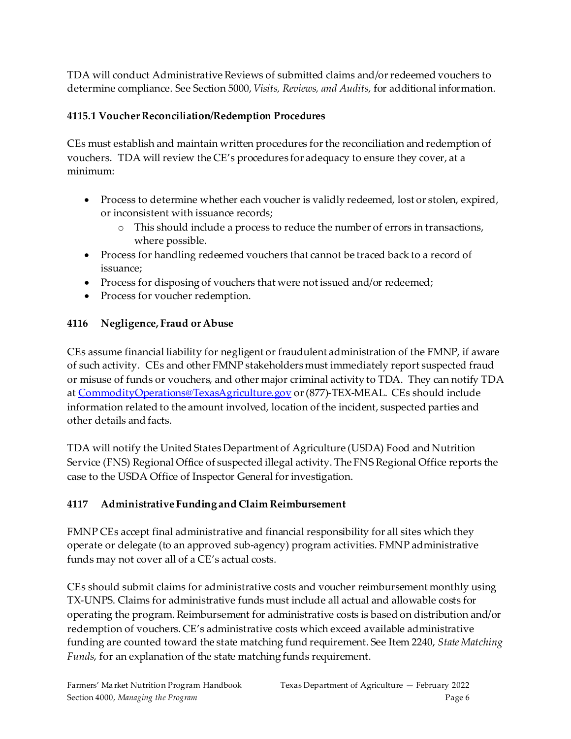TDA will conduct Administrative Reviews of submitted claims and/or redeemed vouchers to determine compliance. See Section 5000, *Visits, Reviews, and Audits*, for additional information.

#### 4115.1 Voucher Reconciliation/Redemption Procedures

CEs must establish and maintain written procedures for the reconciliation and redemption of vouchers. TDA will review the CE's procedures for adequacy to ensure they cover, at a minimum:

- Process to determine whether each voucher is validly redeemed, lost or stolen, expired, or inconsistent with issuance records;
  - This should include a process to reduce the number of errors in transactions, where possible.
- Process for handling redeemed vouchers that cannot be traced back to a record of issuance;
- Process for disposing of vouchers that were not issued and/or redeemed;
- Process for voucher redemption.

### 4116 Negligence, Fraud or Abuse

CEs assume financial liability for negligent or fraudulent administration of the FMNP, if aware of such activity. CEs and other FMNP stakeholders must immediately report suspected fraud or misuse of funds or vouchers, and other major criminal activity to TDA. They can notify TDA at [CommodityOperations@TexasAgriculture.gov](mailto:CommodityOperations@TexasAgriculture.gov) or (877)-TEX-MEAL. CEs should include information related to the amount involved, location of the incident, suspected parties and other details and facts.

TDA will notify the United States Department of Agriculture (USDA) Food and Nutrition Service (FNS) Regional Office of suspected illegal activity. The FNS Regional Office reports the case to the USDA Office of Inspector General for investigation.

### 4117 Administrative Funding and Claim Reimbursement

FMNP CEs accept final administrative and financial responsibility for all sites which they operate or delegate (to an approved sub-agency) program activities. FMNP administrative funds may not cover all of a CE's actual costs.

CEs should submit claims for administrative costs and voucher reimbursement monthly using TX-UNPS. Claims for administrative funds must include all actual and allowable costs for operating the program. Reimbursement for administrative costs is based on distribution and/or redemption of vouchers. CE's administrative costs which exceed available administrative funding are counted toward the state matching fund requirement. See Item 2240, *State Matching Funds*, for an explanation of the state matching funds requirement.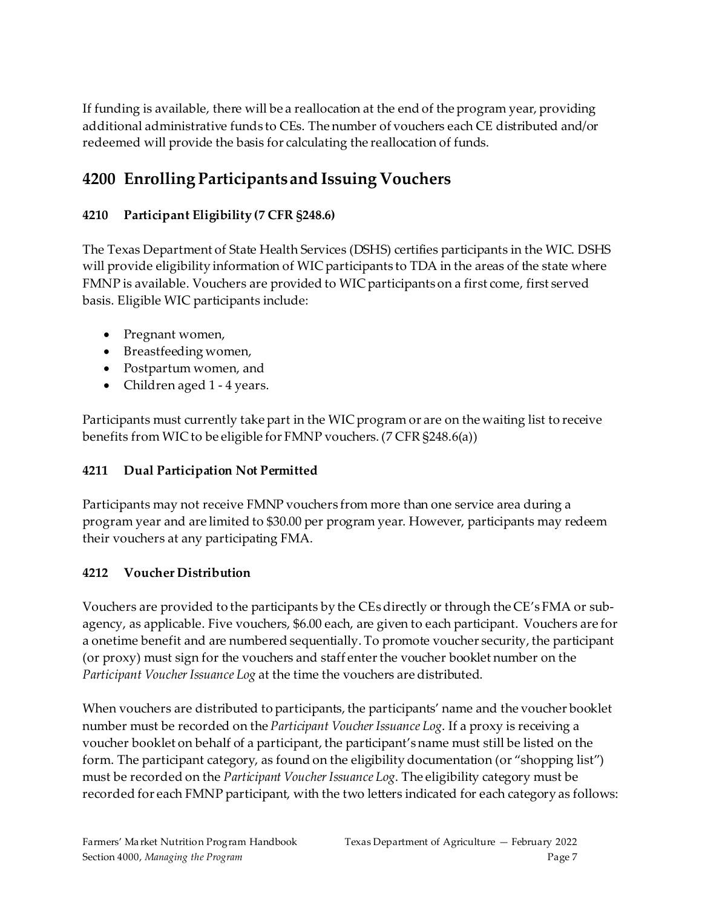If funding is available, there will be a reallocation at the end of the program year, providing additional administrative funds to CEs. The number of vouchers each CE distributed and/or redeemed will provide the basis for calculating the reallocation of funds.

## 4200 Enrolling Participants and Issuing Vouchers

### 4210 Participant Eligibility (7 CFR §248.6)

The Texas Department of State Health Services (DSHS) certifies participants in the WIC. DSHS will provide eligibility information of WIC participants to TDA in the areas of the state where FMNP is available. Vouchers are provided to WIC participants on a first come, first served basis. Eligible WIC participants include:

- Pregnant women,
- Breastfeeding women,
- Postpartum women, and
- Children aged 1 - 4 years.

Participants must currently take part in the WIC program or are on the waiting list to receive benefits from WIC to be eligible for FMNP vouchers. (7 CFR §248.6(a))

### 4211 Dual Participation Not Permitted

Participants may not receive FMNP vouchers from more than one service area during a program year and are limited to $30.00 per program year. However, participants may redeem their vouchers at any participating FMA.

### 4212 Voucher Distribution

Vouchers are provided to the participants by the CEs directly or through the CE's FMA or sub-agency, as applicable. Five vouchers, $6.00 each, are given to each participant. Vouchers are for a onetime benefit and are numbered sequentially. To promote voucher security, the participant (or proxy) must sign for the vouchers and staff enter the voucher booklet number on the *Participant Voucher Issuance Log* at the time the vouchers are distributed.

When vouchers are distributed to participants, the participants' name and the voucher booklet number must be recorded on the *Participant Voucher Issuance Log*. If a proxy is receiving a voucher booklet on behalf of a participant, the participant's name must still be listed on the form. The participant category, as found on the eligibility documentation (or "shopping list") must be recorded on the *Participant Voucher Issuance Log*. The eligibility category must be recorded for each FMNP participant, with the two letters indicated for each category as follows: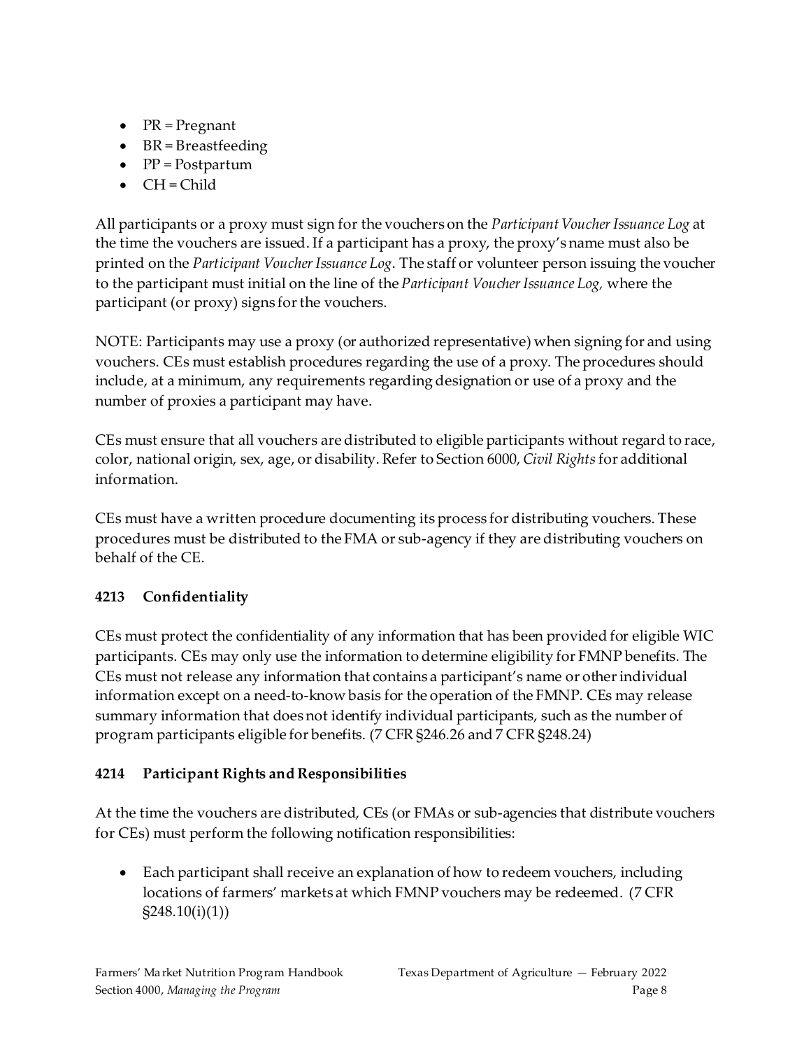- PR = Pregnant
- BR = Breastfeeding
- PP = Postpartum
- CH = Child

All participants or a proxy must sign for the vouchers on the *Participant Voucher Issuance Log* at the time the vouchers are issued. If a participant has a proxy, the proxy's name must also be printed on the *Participant Voucher Issuance Log*. The staff or volunteer person issuing the voucher to the participant must initial on the line of the *Participant Voucher Issuance Log,* where the participant (or proxy) signs for the vouchers.

NOTE: Participants may use a proxy (or authorized representative) when signing for and using vouchers. CEs must establish procedures regarding the use of a proxy. The procedures should include, at a minimum, any requirements regarding designation or use of a proxy and the number of proxies a participant may have.

CEs must ensure that all vouchers are distributed to eligible participants without regard to race, color, national origin, sex, age, or disability. Refer to Section 6000, *Civil Rights* for additional information.

CEs must have a written procedure documenting its process for distributing vouchers. These procedures must be distributed to the FMA or sub-agency if they are distributing vouchers on behalf of the CE.

### 4213 Confidentiality

CEs must protect the confidentiality of any information that has been provided for eligible WIC participants. CEs may only use the information to determine eligibility for FMNP benefits. The CEs must not release any information that contains a participant's name or other individual information except on a need-to-know basis for the operation of the FMNP. CEs may release summary information that does not identify individual participants, such as the number of program participants eligible for benefits. (7 CFR §246.26 and 7 CFR §248.24)

### 4214 Participant Rights and Responsibilities

At the time the vouchers are distributed, CEs (or FMAs or sub-agencies that distribute vouchers for CEs) must perform the following notification responsibilities:

- Each participant shall receive an explanation of how to redeem vouchers, including locations of farmers' markets at which FMNP vouchers may be redeemed. (7 CFR §248.10(i)(1))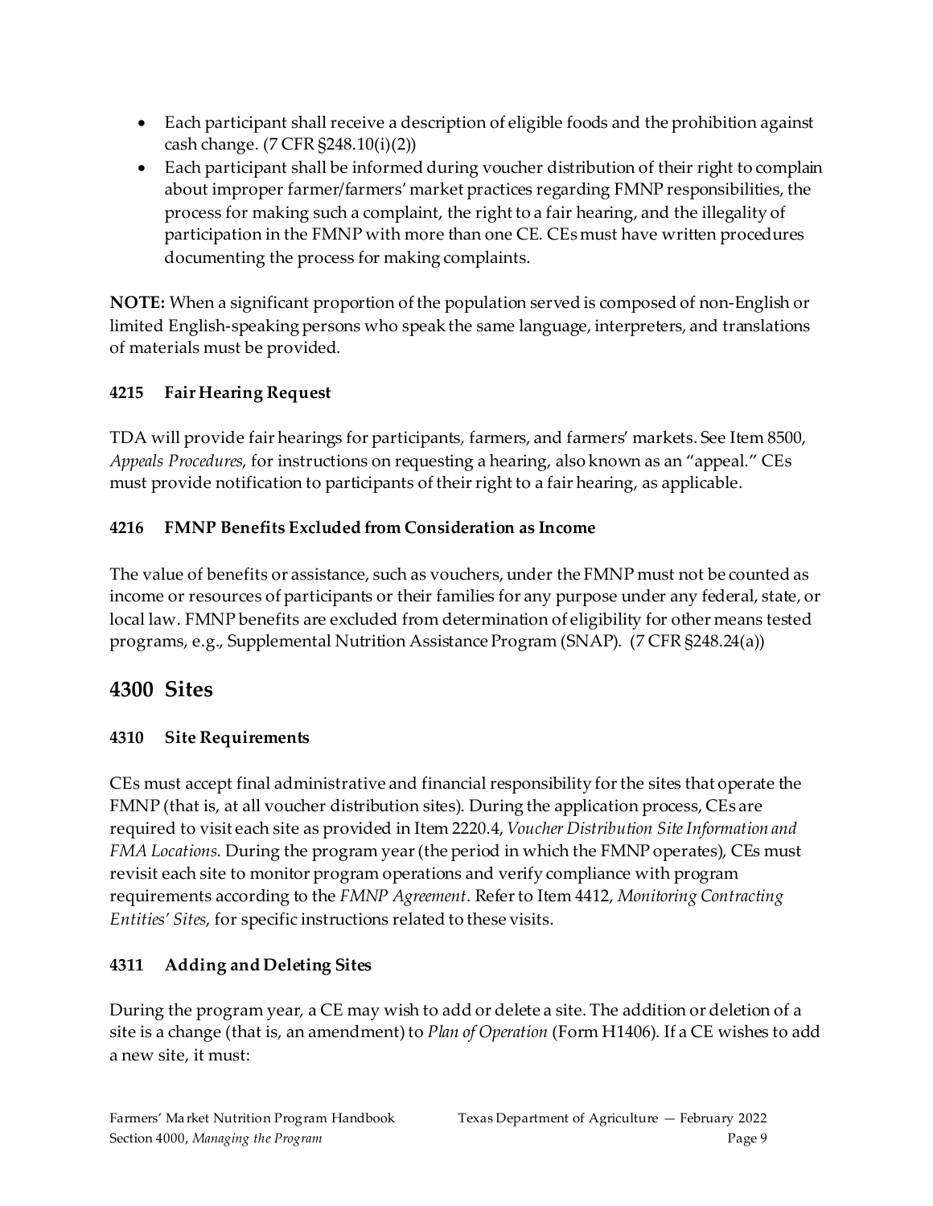- Each participant shall receive a description of eligible foods and the prohibition against cash change. (7 CFR §248.10(i)(2))
- Each participant shall be informed during voucher distribution of their right to complain about improper farmer/farmers' market practices regarding FMNP responsibilities, the process for making such a complaint, the right to a fair hearing, and the illegality of participation in the FMNP with more than one CE. CEs must have written procedures documenting the process for making complaints.

**NOTE:** When a significant proportion of the population served is composed of non-English or limited English-speaking persons who speak the same language, interpreters, and translations of materials must be provided.

### 4215 Fair Hearing Request

TDA will provide fair hearings for participants, farmers, and farmers' markets. See Item 8500, *Appeals Procedures*, for instructions on requesting a hearing, also known as an "appeal." CEs must provide notification to participants of their right to a fair hearing, as applicable.

### 4216 FMNP Benefits Excluded from Consideration as Income

The value of benefits or assistance, such as vouchers, under the FMNP must not be counted as income or resources of participants or their families for any purpose under any federal, state, or local law. FMNP benefits are excluded from determination of eligibility for other means tested programs, e.g., Supplemental Nutrition Assistance Program (SNAP). (7 CFR §248.24(a))

## 4300 Sites

### 4310 Site Requirements

CEs must accept final administrative and financial responsibility for the sites that operate the FMNP (that is, at all voucher distribution sites). During the application process, CEs are required to visit each site as provided in Item 2220.4, *Voucher Distribution Site Information and FMA Locations*. During the program year (the period in which the FMNP operates), CEs must revisit each site to monitor program operations and verify compliance with program requirements according to the *FMNP Agreement*. Refer to Item 4412, *Monitoring Contracting Entities' Sites*, for specific instructions related to these visits.

### 4311 Adding and Deleting Sites

During the program year, a CE may wish to add or delete a site. The addition or deletion of a site is a change (that is, an amendment) to *Plan of Operation* (Form H1406). If a CE wishes to add a new site, it must: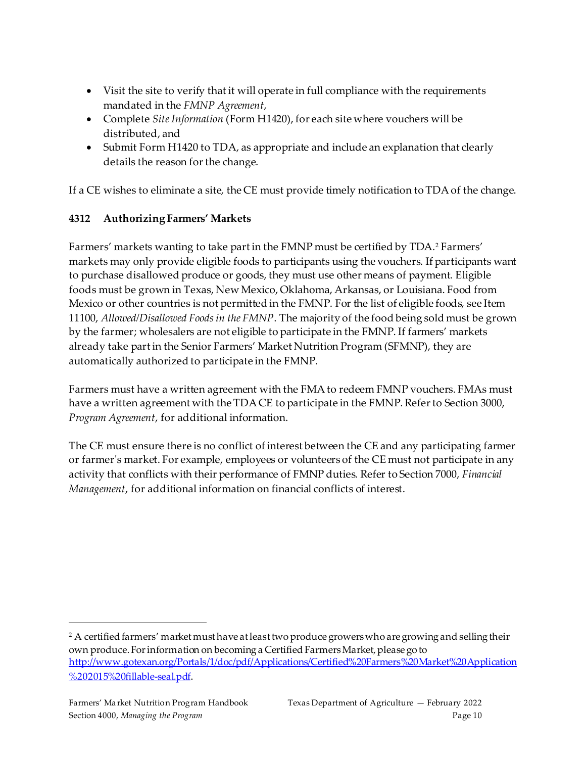- Visit the site to verify that it will operate in full compliance with the requirements mandated in the *FMNP Agreement*,
- Complete *Site Information* (Form H1420), for each site where vouchers will be distributed, and
- Submit Form H1420 to TDA, as appropriate and include an explanation that clearly details the reason for the change.

If a CE wishes to eliminate a site, the CE must provide timely notification to TDA of the change.

### 4312 Authorizing Farmers' Markets

Farmers' markets wanting to take part in the FMNP must be certified by TDA.[2] Farmers' markets may only provide eligible foods to participants using the vouchers. If participants want to purchase disallowed produce or goods, they must use other means of payment. Eligible foods must be grown in Texas, New Mexico, Oklahoma, Arkansas, or Louisiana. Food from Mexico or other countries is not permitted in the FMNP. For the list of eligible foods, see Item 11100, *Allowed/Disallowed Foods in the FMNP*. The majority of the food being sold must be grown by the farmer; wholesalers are not eligible to participate in the FMNP. If farmers' markets already take part in the Senior Farmers' Market Nutrition Program (SFMNP), they are automatically authorized to participate in the FMNP.

Farmers must have a written agreement with the FMA to redeem FMNP vouchers. FMAs must have a written agreement with the TDA CE to participate in the FMNP. Refer to Section 3000, *Program Agreement*, for additional information.

The CE must ensure there is no conflict of interest between the CE and any participating farmer or farmer's market. For example, employees or volunteers of the CE must not participate in any activity that conflicts with their performance of FMNP duties. Refer to Section 7000, *Financial Management*, for additional information on financial conflicts of interest.

---

[2] A certified farmers' market must have at least two produce growers who are growing and selling their own produce. For information on becoming a Certified Farmers Market, please go to [http://www.gotexan.org/Portals/1/doc/pdf/Applications/Certified%20Farmers%20Market%20Application%202015%20fillable-seal.pdf](http://www.gotexan.org/Portals/1/doc/pdf/Applications/Certified%20Farmers%20Market%20Application%202015%20fillable-seal.pdf).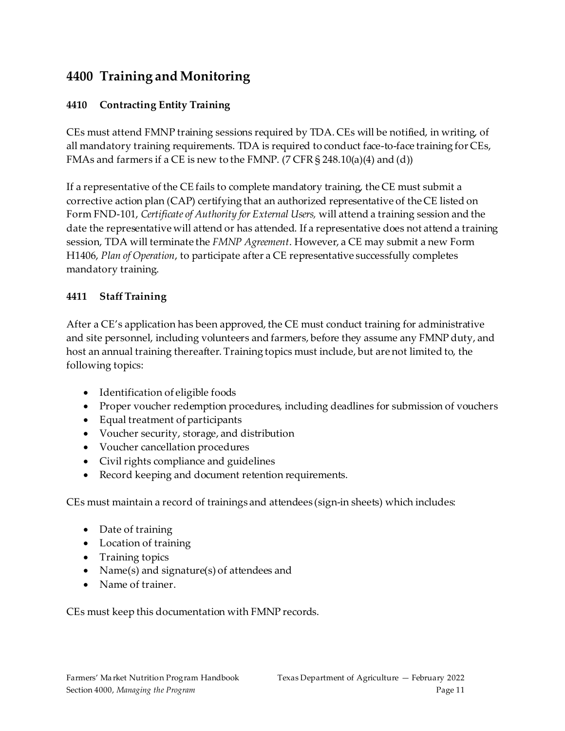## 4400 Training and Monitoring

### 4410 Contracting Entity Training

CEs must attend FMNP training sessions required by TDA. CEs will be notified, in writing, of all mandatory training requirements. TDA is required to conduct face-to-face training for CEs, FMAs and farmers if a CE is new to the FMNP. (7 CFR § 248.10(a)(4) and (d))

If a representative of the CE fails to complete mandatory training, the CE must submit a corrective action plan (CAP) certifying that an authorized representative of the CE listed on Form FND-101, *Certificate of Authority for External Users,* will attend a training session and the date the representative will attend or has attended. If a representative does not attend a training session, TDA will terminate the *FMNP Agreement*. However, a CE may submit a new Form H1406, *Plan of Operation*, to participate after a CE representative successfully completes mandatory training.

### 4411 Staff Training

After a CE's application has been approved, the CE must conduct training for administrative and site personnel, including volunteers and farmers, before they assume any FMNP duty, and host an annual training thereafter. Training topics must include, but are not limited to, the following topics:

- Identification of eligible foods
- Proper voucher redemption procedures, including deadlines for submission of vouchers
- Equal treatment of participants
- Voucher security, storage, and distribution
- Voucher cancellation procedures
- Civil rights compliance and guidelines
- Record keeping and document retention requirements.

CEs must maintain a record of trainings and attendees (sign-in sheets) which includes:

- Date of training
- Location of training
- Training topics
- Name(s) and signature(s) of attendees and
- Name of trainer.

CEs must keep this documentation with FMNP records.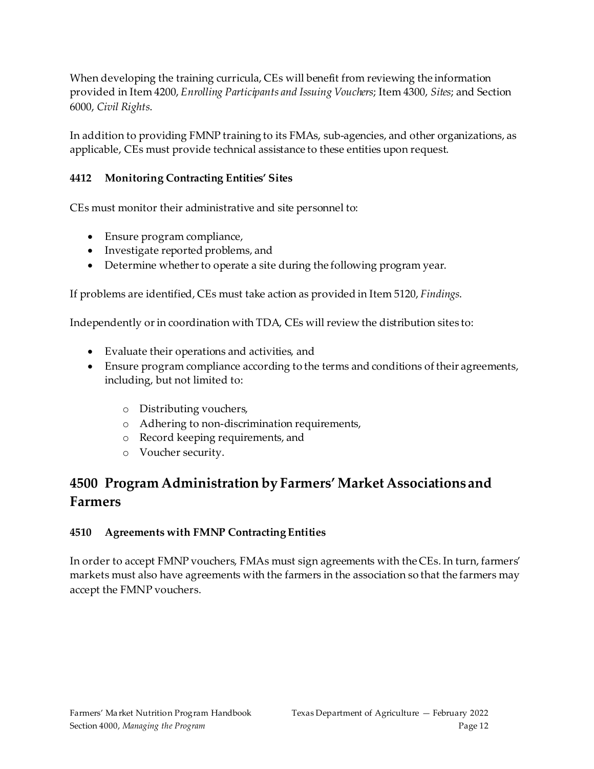When developing the training curricula, CEs will benefit from reviewing the information provided in Item 4200, *Enrolling Participants and Issuing Vouchers*; Item 4300, *Sites*; and Section 6000, *Civil Rights*.

In addition to providing FMNP training to its FMAs, sub-agencies, and other organizations, as applicable, CEs must provide technical assistance to these entities upon request.

#### 4412 Monitoring Contracting Entities' Sites

CEs must monitor their administrative and site personnel to:

- Ensure program compliance,
- Investigate reported problems, and
- Determine whether to operate a site during the following program year.

If problems are identified, CEs must take action as provided in Item 5120, *Findings*.

Independently or in coordination with TDA, CEs will review the distribution sites to:

- Evaluate their operations and activities, and
- Ensure program compliance according to the terms and conditions of their agreements, including, but not limited to:
  - Distributing vouchers,
  - Adhering to non-discrimination requirements,
  - Record keeping requirements, and
  - Voucher security.

## 4500 Program Administration by Farmers' Market Associations and Farmers

#### 4510 Agreements with FMNP Contracting Entities

In order to accept FMNP vouchers, FMAs must sign agreements with the CEs. In turn, farmers' markets must also have agreements with the farmers in the association so that the farmers may accept the FMNP vouchers.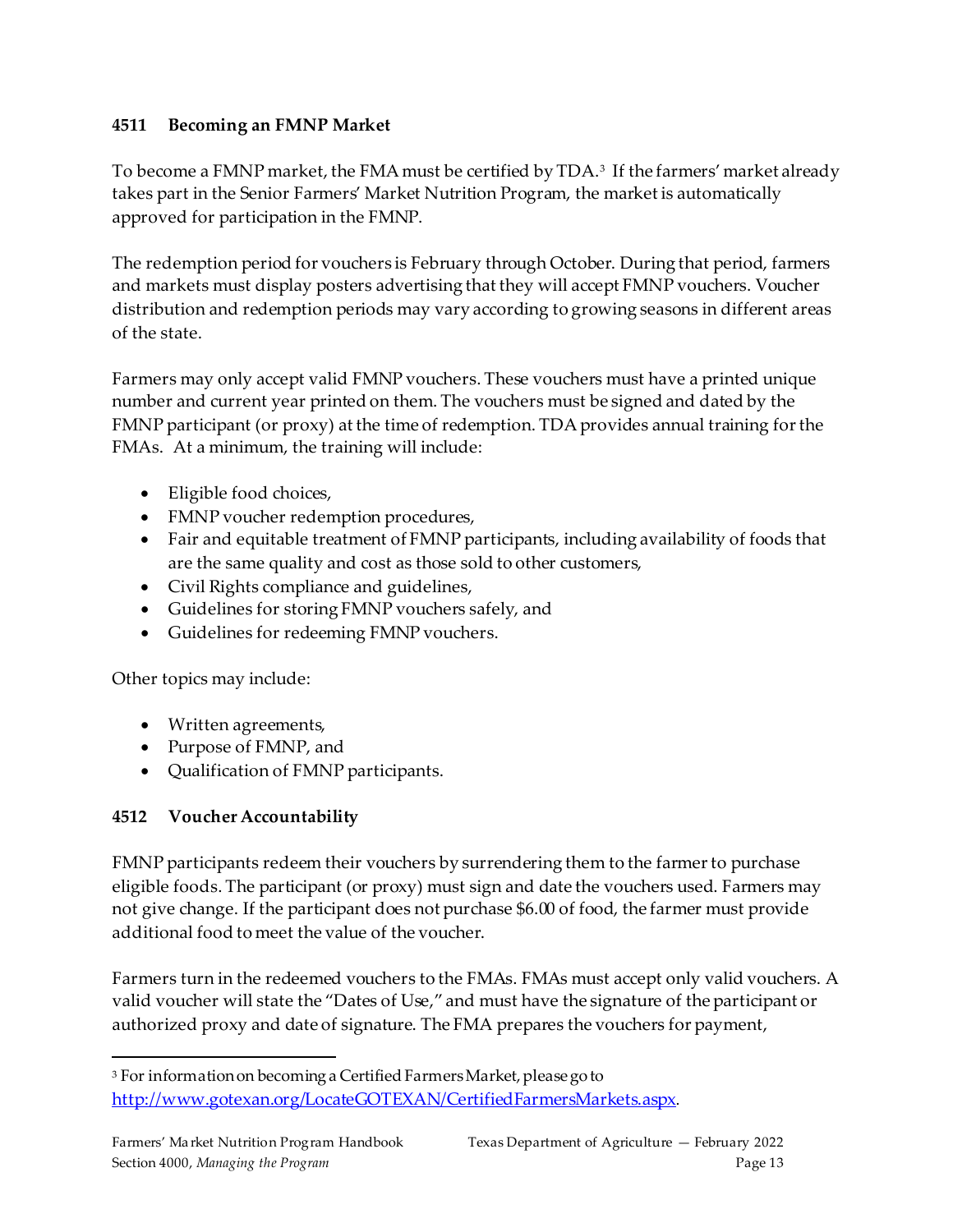### 4511 Becoming an FMNP Market

To become a FMNP market, the FMA must be certified by TDA.[3] If the farmers' market already takes part in the Senior Farmers' Market Nutrition Program, the market is automatically approved for participation in the FMNP.

The redemption period for vouchers is February through October. During that period, farmers and markets must display posters advertising that they will accept FMNP vouchers. Voucher distribution and redemption periods may vary according to growing seasons in different areas of the state.

Farmers may only accept valid FMNP vouchers. These vouchers must have a printed unique number and current year printed on them. The vouchers must be signed and dated by the FMNP participant (or proxy) at the time of redemption. TDA provides annual training for the FMAs. At a minimum, the training will include:

- Eligible food choices,
- FMNP voucher redemption procedures,
- Fair and equitable treatment of FMNP participants, including availability of foods that are the same quality and cost as those sold to other customers,
- Civil Rights compliance and guidelines,
- Guidelines for storing FMNP vouchers safely, and
- Guidelines for redeeming FMNP vouchers.

Other topics may include:

- Written agreements,
- Purpose of FMNP, and
- Qualification of FMNP participants.

### 4512 Voucher Accountability

FMNP participants redeem their vouchers by surrendering them to the farmer to purchase eligible foods. The participant (or proxy) must sign and date the vouchers used. Farmers may not give change. If the participant does not purchase $6.00 of food, the farmer must provide additional food to meet the value of the voucher.

Farmers turn in the redeemed vouchers to the FMAs. FMAs must accept only valid vouchers. A valid voucher will state the "Dates of Use," and must have the signature of the participant or authorized proxy and date of signature. The FMA prepares the vouchers for payment,

---

[3] For information on becoming a Certified Farmers Market, please go to [http://www.gotexan.org/LocateGOTEXAN/CertifiedFarmersMarkets.aspx](http://www.gotexan.org/LocateGOTEXAN/CertifiedFarmersMarkets.aspx).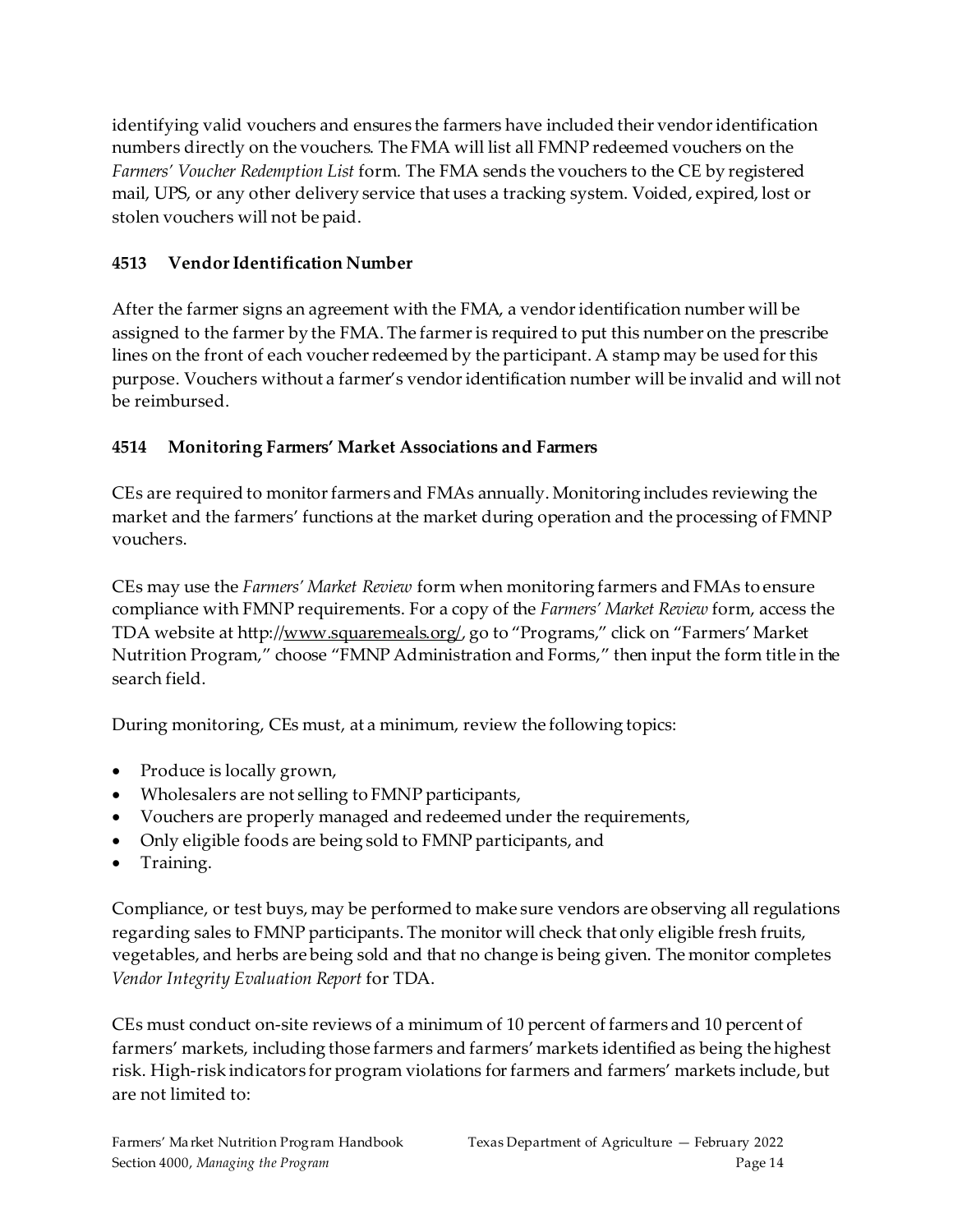identifying valid vouchers and ensures the farmers have included their vendor identification numbers directly on the vouchers. The FMA will list all FMNP redeemed vouchers on the *Farmers' Voucher Redemption List* form. The FMA sends the vouchers to the CE by registered mail, UPS, or any other delivery service that uses a tracking system. Voided, expired, lost or stolen vouchers will not be paid.

### 4513 Vendor Identification Number

After the farmer signs an agreement with the FMA, a vendor identification number will be assigned to the farmer by the FMA. The farmer is required to put this number on the prescribe lines on the front of each voucher redeemed by the participant. A stamp may be used for this purpose. Vouchers without a farmer's vendor identification number will be invalid and will not be reimbursed.

### 4514 Monitoring Farmers' Market Associations and Farmers

CEs are required to monitor farmers and FMAs annually. Monitoring includes reviewing the market and the farmers' functions at the market during operation and the processing of FMNP vouchers.

CEs may use the *Farmers' Market Review* form when monitoring farmers and FMAs to ensure compliance with FMNP requirements. For a copy of the *Farmers' Market Review* form, access the TDA website at http://www.squaremeals.org/, go to "Programs," click on "Farmers' Market Nutrition Program," choose "FMNP Administration and Forms," then input the form title in the search field.

During monitoring, CEs must, at a minimum, review the following topics:

- Produce is locally grown,
- Wholesalers are not selling to FMNP participants,
- Vouchers are properly managed and redeemed under the requirements,
- Only eligible foods are being sold to FMNP participants, and
- Training.

Compliance, or test buys, may be performed to make sure vendors are observing all regulations regarding sales to FMNP participants. The monitor will check that only eligible fresh fruits, vegetables, and herbs are being sold and that no change is being given. The monitor completes *Vendor Integrity Evaluation Report* for TDA.

CEs must conduct on-site reviews of a minimum of 10 percent of farmers and 10 percent of farmers' markets, including those farmers and farmers' markets identified as being the highest risk. High-risk indicators for program violations for farmers and farmers' markets include, but are not limited to: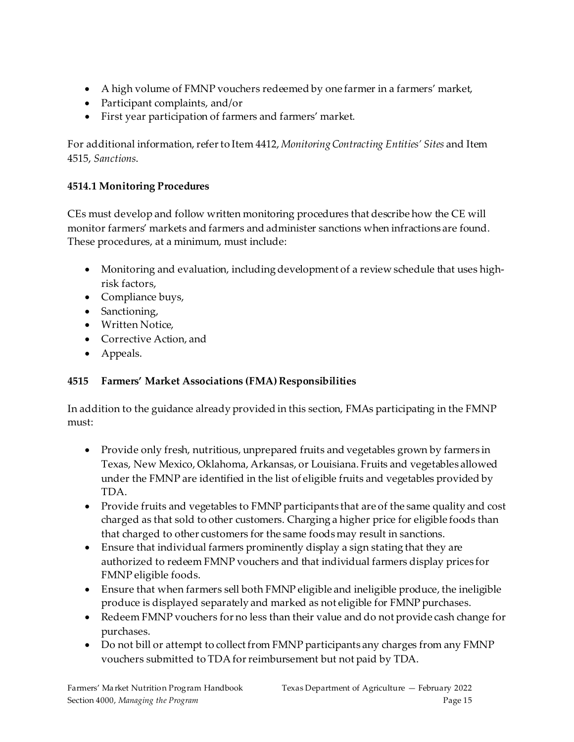- A high volume of FMNP vouchers redeemed by one farmer in a farmers' market,
- Participant complaints, and/or
- First year participation of farmers and farmers' market.

For additional information, refer to Item 4412, *Monitoring Contracting Entities' Sites* and Item 4515, *Sanctions*.

### 4514.1 Monitoring Procedures

CEs must develop and follow written monitoring procedures that describe how the CE will monitor farmers' markets and farmers and administer sanctions when infractions are found. These procedures, at a minimum, must include:

- Monitoring and evaluation, including development of a review schedule that uses high-risk factors,
- Compliance buys,
- Sanctioning,
- Written Notice,
- Corrective Action, and
- Appeals.

## 4515 Farmers' Market Associations (FMA) Responsibilities

In addition to the guidance already provided in this section, FMAs participating in the FMNP must:

- Provide only fresh, nutritious, unprepared fruits and vegetables grown by farmers in Texas, New Mexico, Oklahoma, Arkansas, or Louisiana. Fruits and vegetables allowed under the FMNP are identified in the list of eligible fruits and vegetables provided by TDA.
- Provide fruits and vegetables to FMNP participants that are of the same quality and cost charged as that sold to other customers. Charging a higher price for eligible foods than that charged to other customers for the same foods may result in sanctions.
- Ensure that individual farmers prominently display a sign stating that they are authorized to redeem FMNP vouchers and that individual farmers display prices for FMNP eligible foods.
- Ensure that when farmers sell both FMNP eligible and ineligible produce, the ineligible produce is displayed separately and marked as not eligible for FMNP purchases.
- Redeem FMNP vouchers for no less than their value and do not provide cash change for purchases.
- Do not bill or attempt to collect from FMNP participants any charges from any FMNP vouchers submitted to TDA for reimbursement but not paid by TDA.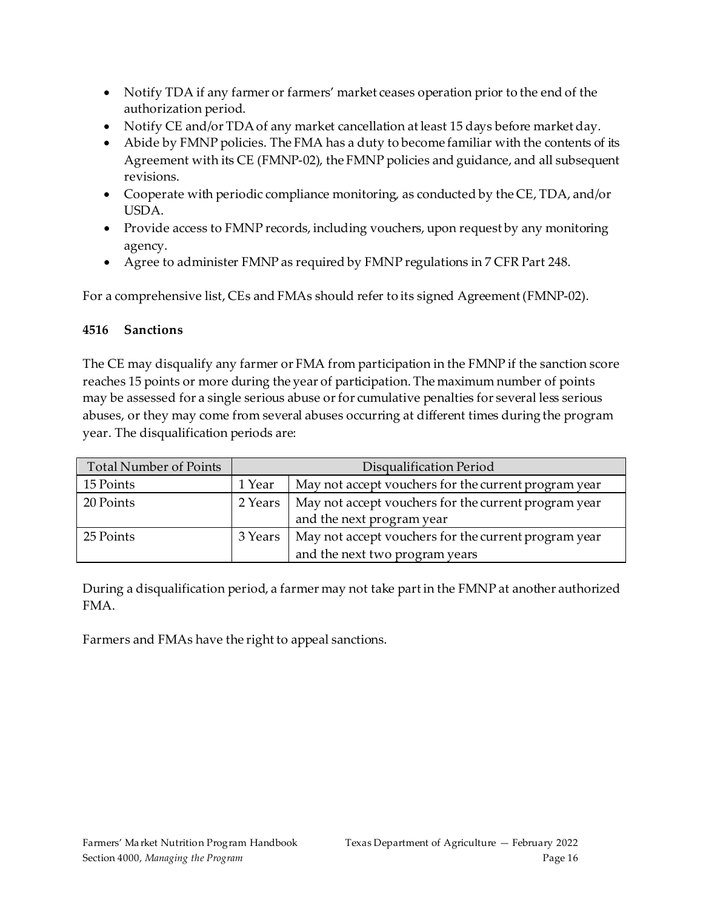- Notify TDA if any farmer or farmers' market ceases operation prior to the end of the authorization period.
- Notify CE and/or TDA of any market cancellation at least 15 days before market day.
- Abide by FMNP policies. The FMA has a duty to become familiar with the contents of its Agreement with its CE (FMNP-02), the FMNP policies and guidance, and all subsequent revisions.
- Cooperate with periodic compliance monitoring, as conducted by the CE, TDA, and/or USDA.
- Provide access to FMNP records, including vouchers, upon request by any monitoring agency.
- Agree to administer FMNP as required by FMNP regulations in 7 CFR Part 248.

For a comprehensive list, CEs and FMAs should refer to its signed Agreement (FMNP-02).

### 4516 Sanctions

The CE may disqualify any farmer or FMA from participation in the FMNP if the sanction score reaches 15 points or more during the year of participation. The maximum number of points may be assessed for a single serious abuse or for cumulative penalties for several less serious abuses, or they may come from several abuses occurring at different times during the program year. The disqualification periods are:

| Total Number of Points | Disqualification Period | |
|---|---|---|
| 15 Points | 1 Year | May not accept vouchers for the current program year |
| 20 Points | 2 Years | May not accept vouchers for the current program year and the next program year |
| 25 Points | 3 Years | May not accept vouchers for the current program year and the next two program years |

During a disqualification period, a farmer may not take part in the FMNP at another authorized FMA.

Farmers and FMAs have the right to appeal sanctions.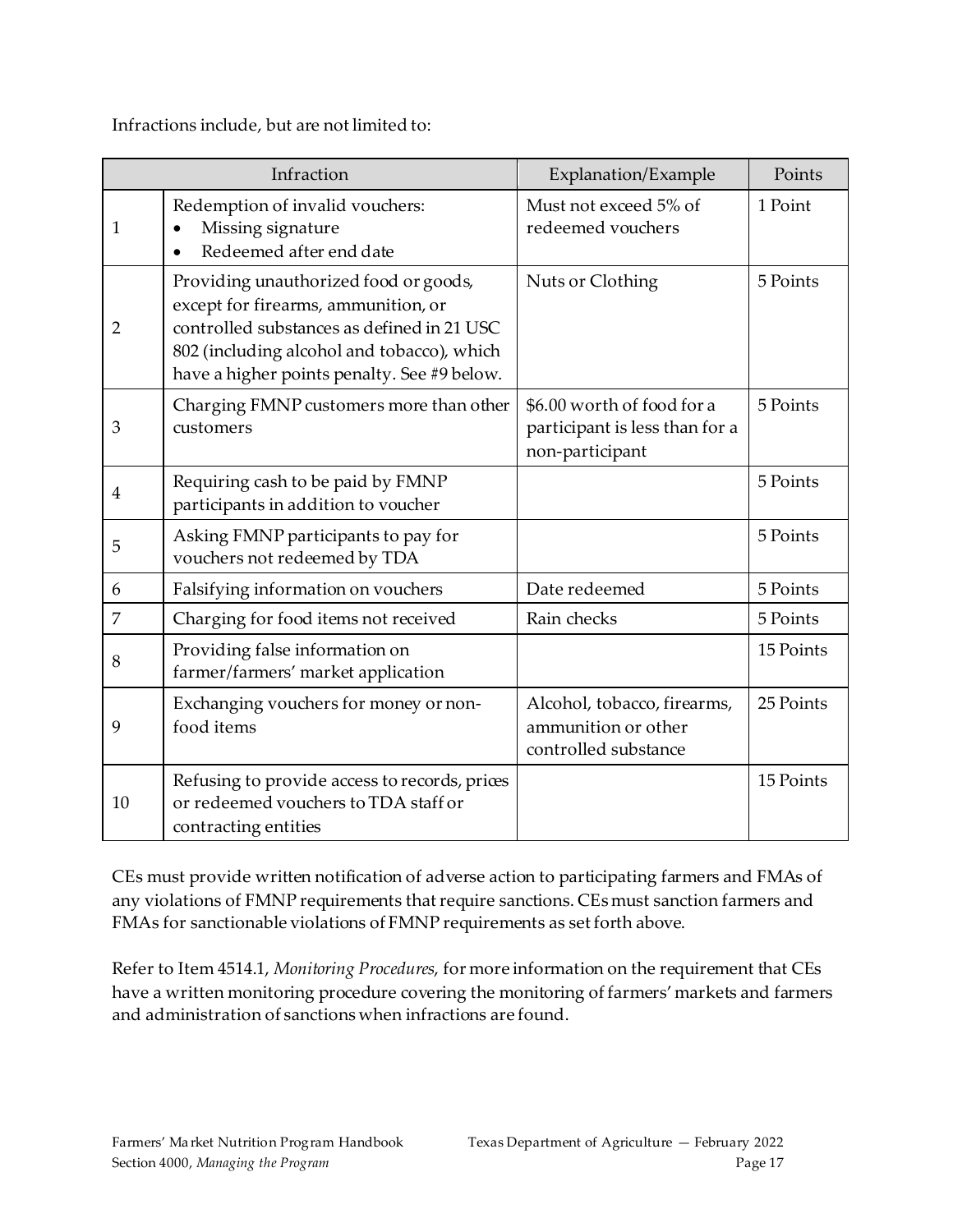Infractions include, but are not limited to:

| Infraction | | Explanation/Example | Points |
|---|---|---|---|
| 1 | Redemption of invalid vouchers:<br>• Missing signature<br>• Redeemed after end date | Must not exceed 5% of redeemed vouchers | 1 Point |
| 2 | Providing unauthorized food or goods, except for firearms, ammunition, or controlled substances as defined in 21 USC 802 (including alcohol and tobacco), which have a higher points penalty. See #9 below. | Nuts or Clothing | 5 Points |
| 3 | Charging FMNP customers more than other customers | \$6.00 worth of food for a participant is less than for a non-participant | 5 Points |
| 4 | Requiring cash to be paid by FMNP participants in addition to voucher | | 5 Points |
| 5 | Asking FMNP participants to pay for vouchers not redeemed by TDA | | 5 Points |
| 6 | Falsifying information on vouchers | Date redeemed | 5 Points |
| 7 | Charging for food items not received | Rain checks | 5 Points |
| 8 | Providing false information on farmer/farmers' market application | | 15 Points |
| 9 | Exchanging vouchers for money or non-food items | Alcohol, tobacco, firearms, ammunition or other controlled substance | 25 Points |
| 10 | Refusing to provide access to records, prices or redeemed vouchers to TDA staff or contracting entities | | 15 Points |

CEs must provide written notification of adverse action to participating farmers and FMAs of any violations of FMNP requirements that require sanctions. CEs must sanction farmers and FMAs for sanctionable violations of FMNP requirements as set forth above.

Refer to Item 4514.1, *Monitoring Procedures*, for more information on the requirement that CEs have a written monitoring procedure covering the monitoring of farmers' markets and farmers and administration of sanctions when infractions are found.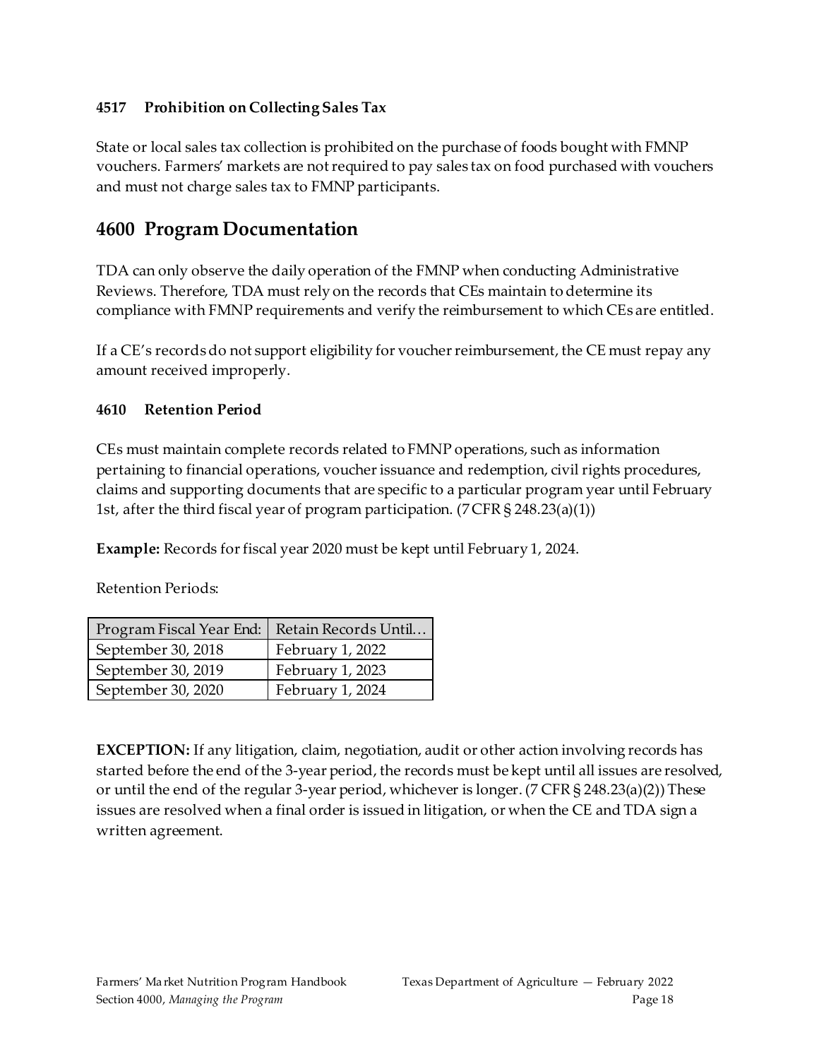#### 4517 Prohibition on Collecting Sales Tax

State or local sales tax collection is prohibited on the purchase of foods bought with FMNP vouchers. Farmers' markets are not required to pay sales tax on food purchased with vouchers and must not charge sales tax to FMNP participants.

## 4600 Program Documentation

TDA can only observe the daily operation of the FMNP when conducting Administrative Reviews. Therefore, TDA must rely on the records that CEs maintain to determine its compliance with FMNP requirements and verify the reimbursement to which CEs are entitled.

If a CE's records do not support eligibility for voucher reimbursement, the CE must repay any amount received improperly.

#### 4610 Retention Period

CEs must maintain complete records related to FMNP operations, such as information pertaining to financial operations, voucher issuance and redemption, civil rights procedures, claims and supporting documents that are specific to a particular program year until February 1st, after the third fiscal year of program participation. (7 CFR § 248.23(a)(1))

**Example:** Records for fiscal year 2020 must be kept until February 1, 2024.

Retention Periods:

| Program Fiscal Year End: | Retain Records Until… |
|---|---|
| September 30, 2018 | February 1, 2022 |
| September 30, 2019 | February 1, 2023 |
| September 30, 2020 | February 1, 2024 |

**EXCEPTION:** If any litigation, claim, negotiation, audit or other action involving records has started before the end of the 3-year period, the records must be kept until all issues are resolved, or until the end of the regular 3-year period, whichever is longer. (7 CFR § 248.23(a)(2)) These issues are resolved when a final order is issued in litigation, or when the CE and TDA sign a written agreement.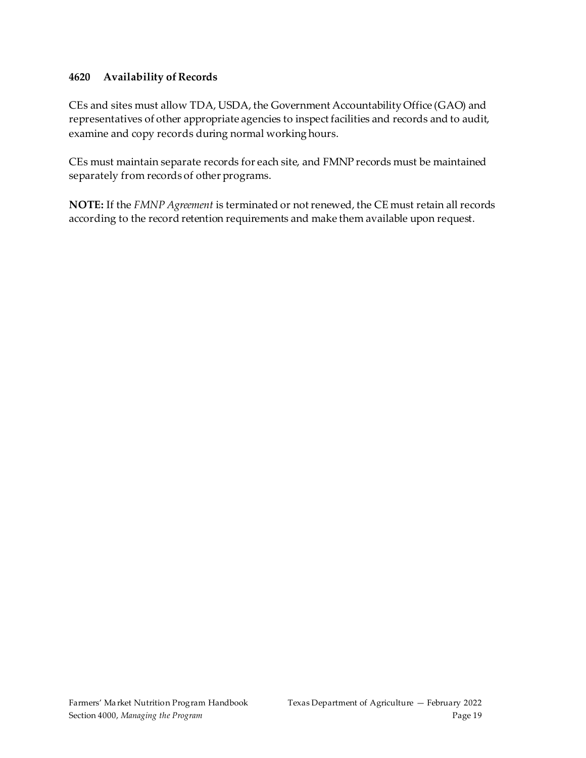### 4620 Availability of Records

CEs and sites must allow TDA, USDA, the Government Accountability Office (GAO) and representatives of other appropriate agencies to inspect facilities and records and to audit, examine and copy records during normal working hours.

CEs must maintain separate records for each site, and FMNP records must be maintained separately from records of other programs.

**NOTE:** If the *FMNP Agreement* is terminated or not renewed, the CE must retain all records according to the record retention requirements and make them available upon request.